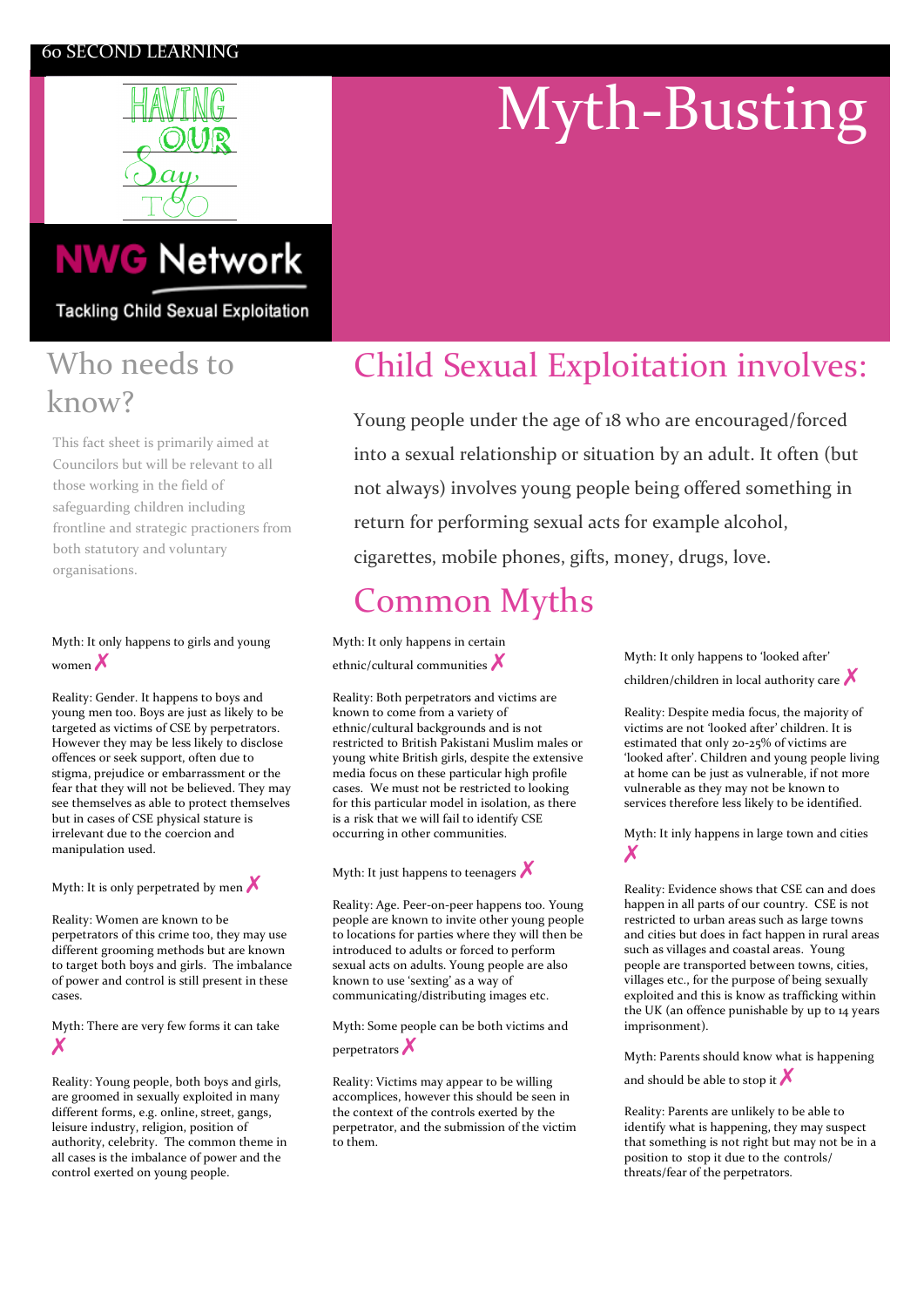60 SECOND LEARNING

HAVING OUR Say TOO

NWG Network

Tackling Child Sexual Exploitation

# Myth-Busting

## Who needs to know?

This fact sheet is primarily aimed at Councilors but will be relevant to all those working in the field of safeguarding children including frontline and strategic practioners from both statutory and voluntary organisations.

## Child Sexual Exploitation involves:

Young people under the age of 18 who are encouraged/forced into a sexual relationship or situation by an adult. It often (but not always) involves young people being offered something in return for performing sexual acts for example alcohol, cigarettes, mobile phones, gifts, money, drugs, love.

## Common Myths

Myth: It only happens to girls and young women ✗

Reality: Gender. It happens to boys and young men too. Boys are just as likely to be targeted as victims of CSE by perpetrators. However they may be less likely to disclose offences or seek support, often due to stigma, prejudice or embarrassment or the fear that they will not be believed. They may see themselves as able to protect themselves but in cases of CSE physical stature is irrelevant due to the coercion and manipulation used.

Myth: It is only perpetrated by men ✗

Reality: Women are known to be perpetrators of this crime too, they may use different grooming methods but are known to target both boys and girls. The imbalance of power and control is still present in these cases.

Myth: There are very few forms it can take ✗

Reality: Young people, both boys and girls, are groomed in sexually exploited in many different forms, e.g. online, street, gangs, leisure industry, religion, position of authority, celebrity. The common theme in all cases is the imbalance of power and the control exerted on young people.

Myth: It only happens in certain ethnic/cultural communities ✗

Reality: Both perpetrators and victims are known to come from a variety of ethnic/cultural backgrounds and is not restricted to British Pakistani Muslim males or young white British girls, despite the extensive media focus on these particular high profile cases. We must not be restricted to looking for this particular model in isolation, as there is a risk that we will fail to identify CSE occurring in other communities.

Myth: It just happens to teenagers ✗

Reality: Age. Peer-on-peer happens too. Young people are known to invite other young people to locations for parties where they will then be introduced to adults or forced to perform sexual acts on adults. Young people are also known to use 'sexting' as a way of communicating/distributing images etc.

Myth: Some people can be both victims and perpetrators ✗

Reality: Victims may appear to be willing accomplices, however this should be seen in the context of the controls exerted by the perpetrator, and the submission of the victim to them.

Myth: It only happens to 'looked after' children/children in local authority care ✗

Reality: Despite media focus, the majority of victims are not 'looked after' children. It is estimated that only 20-25% of victims are 'looked after'. Children and young people living at home can be just as vulnerable, if not more vulnerable as they may not be known to services therefore less likely to be identified.

Myth: It inly happens in large town and cities ✗

Reality: Evidence shows that CSE can and does happen in all parts of our country. CSE is not restricted to urban areas such as large towns and cities but does in fact happen in rural areas such as villages and coastal areas. Young people are transported between towns, cities, villages etc., for the purpose of being sexually exploited and this is know as trafficking within the UK (an offence punishable by up to 14 years imprisonment).

Myth: Parents should know what is happening and should be able to stop it ✗

Reality: Parents are unlikely to be able to identify what is happening, they may suspect that something is not right but may not be in a position to stop it due to the controls/ threats/fear of the perpetrators.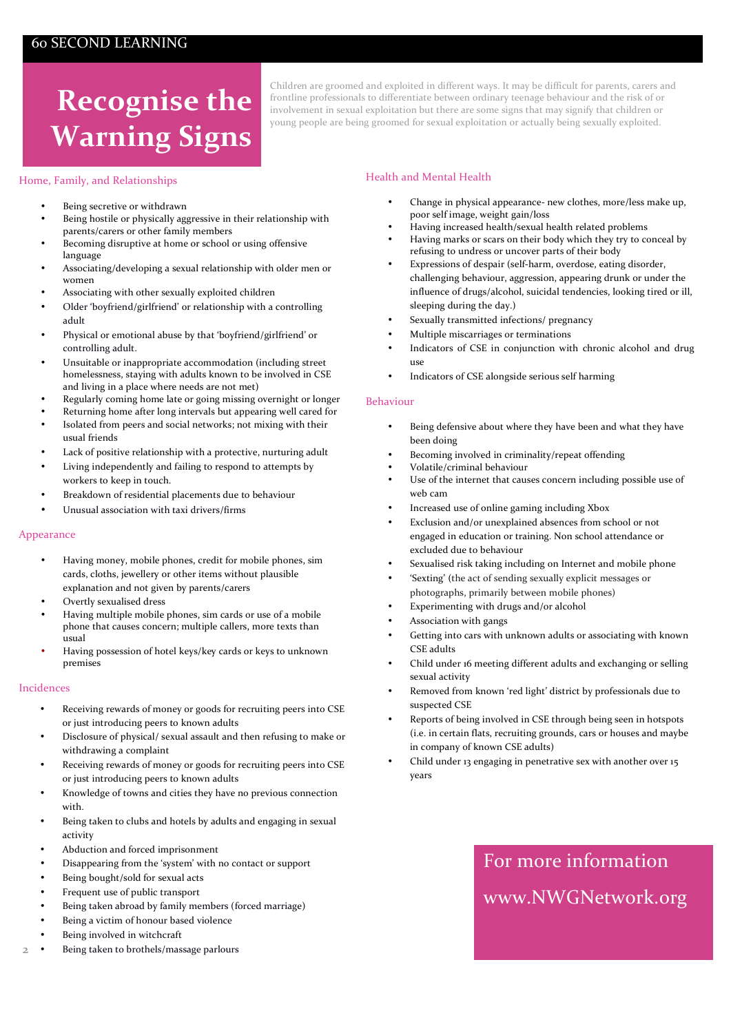60 SECOND LEARNING

# Recognise the Warning Signs

Children are groomed and exploited in different ways. It may be difficult for parents, carers and frontline professionals to differentiate between ordinary teenage behaviour and the risk of or involvement in sexual exploitation but there are some signs that may signify that children or young people are being groomed for sexual exploitation or actually being sexually exploited.

## Home, Family, and Relationships

- Being secretive or withdrawn
- Being hostile or physically aggressive in their relationship with parents/carers or other family members
- Becoming disruptive at home or school or using offensive language
- Associating/developing a sexual relationship with older men or women
- Associating with other sexually exploited children
- Older 'boyfriend/girlfriend' or relationship with a controlling adult
- Physical or emotional abuse by that 'boyfriend/girlfriend' or controlling adult.
- Unsuitable or inappropriate accommodation (including street homelessness, staying with adults known to be involved in CSE and living in a place where needs are not met)
- Regularly coming home late or going missing overnight or longer
- Returning home after long intervals but appearing well cared for
- Isolated from peers and social networks; not mixing with their usual friends
- Lack of positive relationship with a protective, nurturing adult
- Living independently and failing to respond to attempts by workers to keep in touch.
- Breakdown of residential placements due to behaviour
- Unusual association with taxi drivers/firms

## Appearance

- Having money, mobile phones, credit for mobile phones, sim cards, cloths, jewellery or other items without plausible explanation and not given by parents/carers
- Overtly sexualised dress
- Having multiple mobile phones, sim cards or use of a mobile phone that causes concern; multiple callers, more texts than usual
- Having possession of hotel keys/key cards or keys to unknown premises

## Incidences

- Receiving rewards of money or goods for recruiting peers into CSE or just introducing peers to known adults
- Disclosure of physical/ sexual assault and then refusing to make or withdrawing a complaint
- Receiving rewards of money or goods for recruiting peers into CSE or just introducing peers to known adults
- Knowledge of towns and cities they have no previous connection with.
- Being taken to clubs and hotels by adults and engaging in sexual activity
- Abduction and forced imprisonment
- Disappearing from the 'system' with no contact or support
- Being bought/sold for sexual acts
- Frequent use of public transport
- Being taken abroad by family members (forced marriage)
- Being a victim of honour based violence
- Being involved in witchcraft
- Being taken to brothels/massage parlours

## Health and Mental Health

- Change in physical appearance- new clothes, more/less make up, poor self image, weight gain/loss
- Having increased health/sexual health related problems
- Having marks or scars on their body which they try to conceal by refusing to undress or uncover parts of their body
- Expressions of despair (self-harm, overdose, eating disorder, challenging behaviour, aggression, appearing drunk or under the influence of drugs/alcohol, suicidal tendencies, looking tired or ill, sleeping during the day.)
- Sexually transmitted infections/ pregnancy
- Multiple miscarriages or terminations
- Indicators of CSE in conjunction with chronic alcohol and drug use
- Indicators of CSE alongside serious self harming

## Behaviour

- Being defensive about where they have been and what they have been doing
- Becoming involved in criminality/repeat offending
- Volatile/criminal behaviour
- Use of the internet that causes concern including possible use of web cam
- Increased use of online gaming including Xbox
- Exclusion and/or unexplained absences from school or not engaged in education or training. Non school attendance or excluded due to behaviour
- Sexualised risk taking including on Internet and mobile phone
- 'Sexting' (the act of sending sexually explicit messages or photographs, primarily between mobile phones)
- Experimenting with drugs and/or alcohol
- Association with gangs
- Getting into cars with unknown adults or associating with known CSE adults
- Child under 16 meeting different adults and exchanging or selling sexual activity
- Removed from known 'red light' district by professionals due to suspected CSE
- Reports of being involved in CSE through being seen in hotspots (i.e. in certain flats, recruiting grounds, cars or houses and maybe in company of known CSE adults)
- Child under 13 engaging in penetrative sex with another over 15 years

For more information

www.NWGNetwork.org